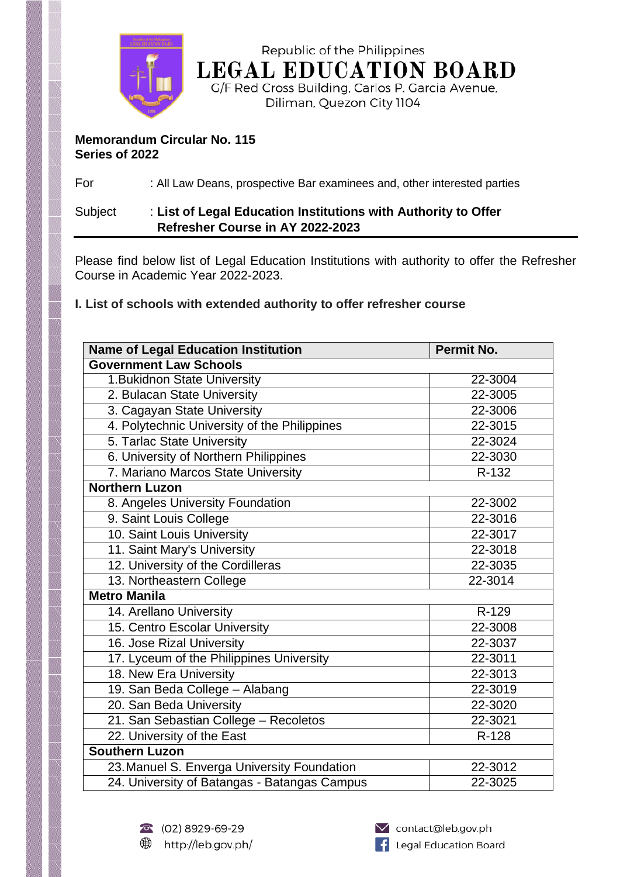Republic of the Philippines

# LEGAL EDUCATION BOARD

G/F Red Cross Building, Carlos P. Garcia Avenue, Diliman, Quezon City 1104

**Memorandum Circular No. 115**
**Series of 2022**

For : All Law Deans, prospective Bar examinees and, other interested parties

Subject : **List of Legal Education Institutions with Authority to Offer Refresher Course in AY 2022-2023**

---

Please find below list of Legal Education Institutions with authority to offer the Refresher Course in Academic Year 2022-2023.

**I. List of schools with extended authority to offer refresher course**

| Name of Legal Education Institution | Permit No. |
|---|---|
| **Government Law Schools** | |
| 1.Bukidnon State University | 22-3004 |
| 2. Bulacan State University | 22-3005 |
| 3. Cagayan State University | 22-3006 |
| 4. Polytechnic University of the Philippines | 22-3015 |
| 5. Tarlac State University | 22-3024 |
| 6. University of Northern Philippines | 22-3030 |
| 7. Mariano Marcos State University | R-132 |
| **Northern Luzon** | |
| 8. Angeles University Foundation | 22-3002 |
| 9. Saint Louis College | 22-3016 |
| 10. Saint Louis University | 22-3017 |
| 11. Saint Mary's University | 22-3018 |
| 12. University of the Cordilleras | 22-3035 |
| 13. Northeastern College | 22-3014 |
| **Metro Manila** | |
| 14. Arellano University | R-129 |
| 15. Centro Escolar University | 22-3008 |
| 16. Jose Rizal University | 22-3037 |
| 17. Lyceum of the Philippines University | 22-3011 |
| 18. New Era University | 22-3013 |
| 19. San Beda College – Alabang | 22-3019 |
| 20. San Beda University | 22-3020 |
| 21. San Sebastian College – Recoletos | 22-3021 |
| 22. University of the East | R-128 |
| **Southern Luzon** | |
| 23.Manuel S. Enverga University Foundation | 22-3012 |
| 24. University of Batangas - Batangas Campus | 22-3025 |

(02) 8929-69-29 | contact@leb.gov.ph
http://leb.gov.ph/ | Legal Education Board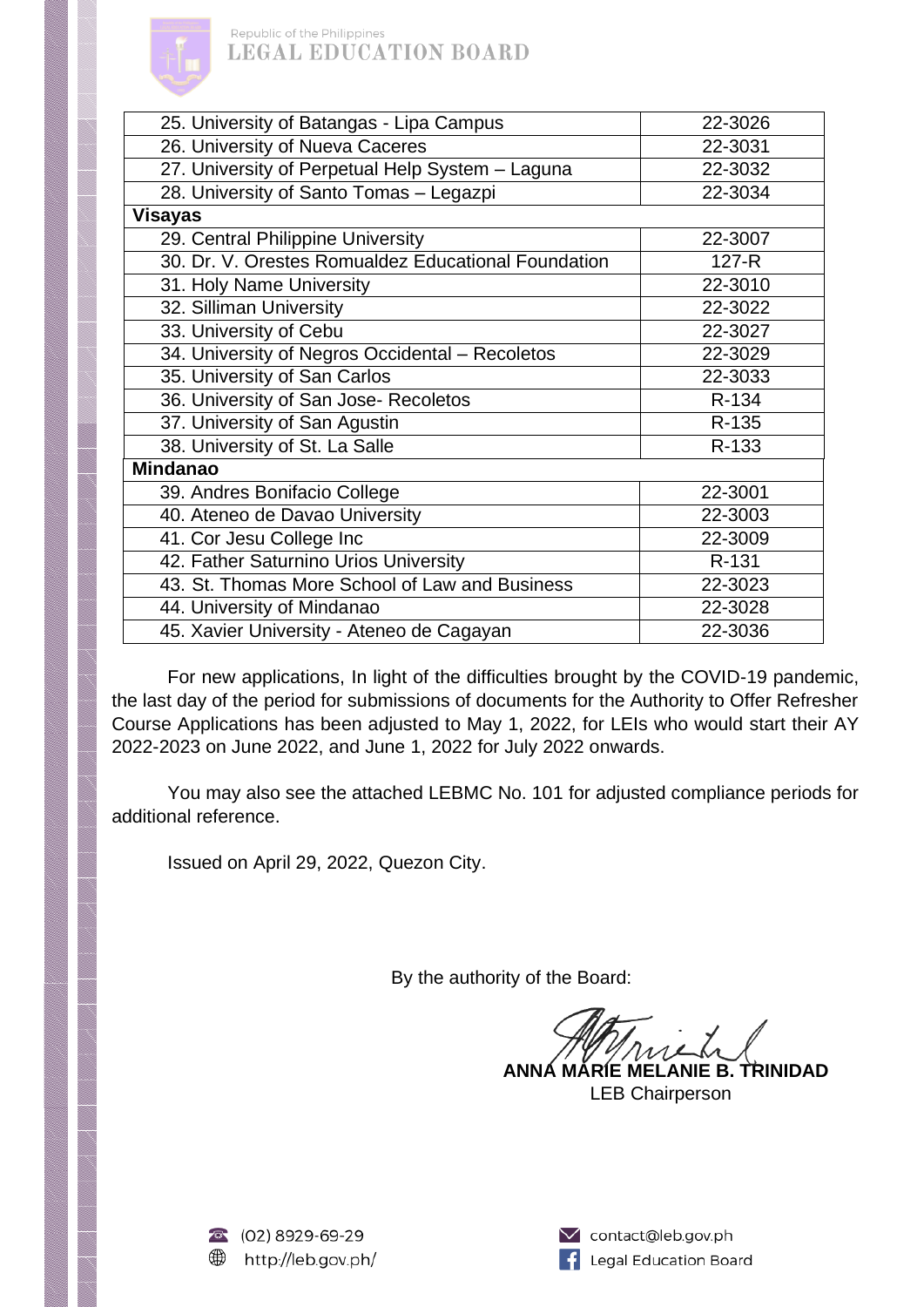| | |
|---|---|
| 25. University of Batangas - Lipa Campus | 22-3026 |
| 26. University of Nueva Caceres | 22-3031 |
| 27. University of Perpetual Help System – Laguna | 22-3032 |
| 28. University of Santo Tomas – Legazpi | 22-3034 |
| **Visayas** | |
| 29. Central Philippine University | 22-3007 |
| 30. Dr. V. Orestes Romualdez Educational Foundation | 127-R |
| 31. Holy Name University | 22-3010 |
| 32. Silliman University | 22-3022 |
| 33. University of Cebu | 22-3027 |
| 34. University of Negros Occidental – Recoletos | 22-3029 |
| 35. University of San Carlos | 22-3033 |
| 36. University of San Jose- Recoletos | R-134 |
| 37. University of San Agustin | R-135 |
| 38. University of St. La Salle | R-133 |
| **Mindanao** | |
| 39. Andres Bonifacio College | 22-3001 |
| 40. Ateneo de Davao University | 22-3003 |
| 41. Cor Jesu College Inc | 22-3009 |
| 42. Father Saturnino Urios University | R-131 |
| 43. St. Thomas More School of Law and Business | 22-3023 |
| 44. University of Mindanao | 22-3028 |
| 45. Xavier University - Ateneo de Cagayan | 22-3036 |

For new applications, In light of the difficulties brought by the COVID-19 pandemic, the last day of the period for submissions of documents for the Authority to Offer Refresher Course Applications has been adjusted to May 1, 2022, for LEIs who would start their AY 2022-2023 on June 2022, and June 1, 2022 for July 2022 onwards.

You may also see the attached LEBMC No. 101 for adjusted compliance periods for additional reference.

Issued on April 29, 2022, Quezon City.

By the authority of the Board:

**ANNA MARIE MELANIE B. TRINIDAD**
LEB Chairperson